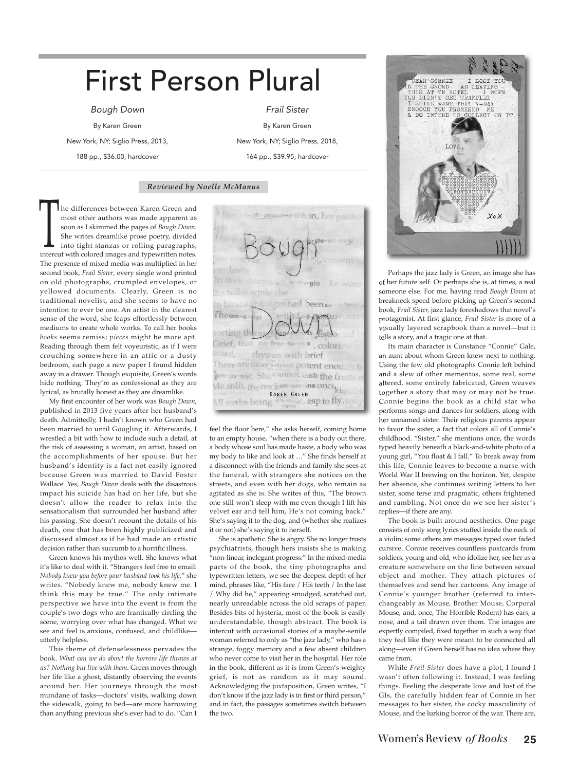# First Person Plural

*Bough Down*

By Karen Green

New York, NY; Siglio Press, 2013,

188 pp., $36.00, hardcover

*Frail Sister*

By Karen Green

New York, NY; Siglio Press, 2018,

164 pp., $39.95, hardcover

***Reviewed by Noelle McManus***

The differences between Karen Green and most other authors was made apparent as soon as I skimmed the pages of *Bough Down.* She writes dreamlike prose poetry, divided into tight stanzas or rolling paragraphs, intercut with colored images and typewritten notes. The presence of mixed media was multiplied in her second book, *Frail Sister*, every single word printed on old photographs, crumpled envelopes, or yellowed documents. Clearly, Green is no traditional novelist, and she seems to have no intention to ever be one. An artist in the clearest sense of the word, she leaps effortlessly between mediums to create whole works. To call her books *books* seems remiss; *pieces* might be more apt. Reading through them felt voyeuristic, as if I were crouching somewhere in an attic or a dusty bedroom, each page a new paper I found hidden away in a drawer. Though exquisite, Green's words hide nothing. They're as confessional as they are lyrical, as brutally honest as they are dreamlike.

My first encounter of her work was *Bough Down*, published in 2013 five years after her husband's death. Admittedly, I hadn't known who Green had been married to until Googling it. Afterwards, I wrestled a bit with how to include such a detail, at the risk of assessing a woman, an artist, based on the accomplishments of her spouse. But her husband's identity is a fact not easily ignored because Green was married to David Foster Wallace. Yes, *Bough Down* deals with the disastrous impact his suicide has had on her life, but she doesn't allow the reader to relax into the sensationalism that surrounded her husband after his passing. She doesn't recount the details of his death, one that has been highly publicized and discussed almost as if he had made an artistic decision rather than succumb to a horrific illness.

Green knows his mythos well. She knows what it's like to deal with it. "Strangers feel free to email: *Nobody knew you before your husband took his life*," she writes. "Nobody knew me, nobody knew me. I think this may be true." The only intimate perspective we have into the event is from the couple's two dogs who are frantically circling the scene, worrying over what has changed. What we see and feel is anxious, confused, and childlike—utterly helpless.

This theme of defenselessness pervades the book. *What can we do about the horrors life throws at us? Nothing but live with them.* Green moves through her life like a ghost, distantly observing the events around her. Her journeys through the most mundane of tasks—doctors' visits, walking down the sidewalk, going to bed—are more harrowing than anything previous she's ever had to do. "Can I feel the floor here," she asks herself, coming home to an empty house, "when there is a body out there, a body whose soul has made haste, a body who was my body to like and look at …" She finds herself at a disconnect with the friends and family she sees at the funeral, with strangers she notices on the streets, and even with her dogs, who remain as agitated as she is. She writes of this, "The brown one still won't sleep with me even though I lift his velvet ear and tell him, He's not coming back." She's saying it to the dog, and (whether she realizes it or not) she's saying it to herself.

She is apathetic. She is angry. She no longer trusts psychiatrists, though hers insists she is making "non-linear, inelegant progress." In the mixed-media parts of the book, the tiny photographs and typewritten letters, we see the deepest depth of her mind, phrases like, "His face / His teeth / In the last / Why did he," appearing smudged, scratched out, nearly unreadable across the old scraps of paper. Besides bits of hysteria, most of the book is easily understandable, though abstract. The book is intercut with occasional stories of a maybe-senile woman referred to only as "the jazz lady," who has a strange, foggy memory and a few absent children who never come to visit her in the hospital. Her role in the book, different as it is from Green's weighty grief, is not as random as it may sound. Acknowledging the juxtaposition, Green writes, "I don't know if the jazz lady is in first or third person," and in fact, the passages sometimes switch between the two.

Perhaps the jazz lady is Green, an image she has of her future self. Or perhaps she is, at times, a real someone else. For me, having read *Bough Down* at breakneck speed before picking up Green's second book, *Frail Sister,* jazz lady foreshadows that novel's protagonist. At first glance, *Frail Sister* is more of a visually layered scrapbook than a novel—but it tells a story, and a tragic one at that.

Its main character is Constance "Connie" Gale, an aunt about whom Green knew next to nothing. Using the few old photographs Connie left behind and a slew of other mementos, some real, some altered, some entirely fabricated, Green weaves together a story that may or may not be true. Connie begins the book as a child star who performs songs and dances for soldiers, along with her unnamed sister. Their religious parents appear to favor the sister, a fact that colors all of Connie's childhood. "Sister," she mentions once, the words typed heavily beneath a black-and-white photo of a young girl, "You float & I fall." To break away from this life, Connie leaves to become a nurse with World War II brewing on the horizon. Yet, despite her absence, she continues writing letters to her sister, some terse and pragmatic, others frightened and rambling. Not once do we see her sister's replies—if there are any.

The book is built around aesthetics. One page consists of only song lyrics stuffed inside the neck of a violin; some others are messages typed over faded cursive. Connie receives countless postcards from soldiers, young and old, who idolize her, see her as a creature somewhere on the line between sexual object and mother. They attach pictures of themselves and send her cartoons. Any image of Connie's younger brother (referred to interchangeably as Mouse, Brother Mouse, Corporal Mouse, and, once, The Horrible Rodent) has ears, a nose, and a tail drawn over them. The images are expertly compiled, fixed together in such a way that they feel like they were meant to be connected all along—even if Green herself has no idea where they came from.

While *Frail Sister* does have a plot, I found I wasn't often following it. Instead, I was feeling things. Feeling the desperate love and lust of the GIs, the carefully hidden fear of Connie in her messages to her sister, the cocky masculinity of Mouse, and the lurking horror of the war. There are,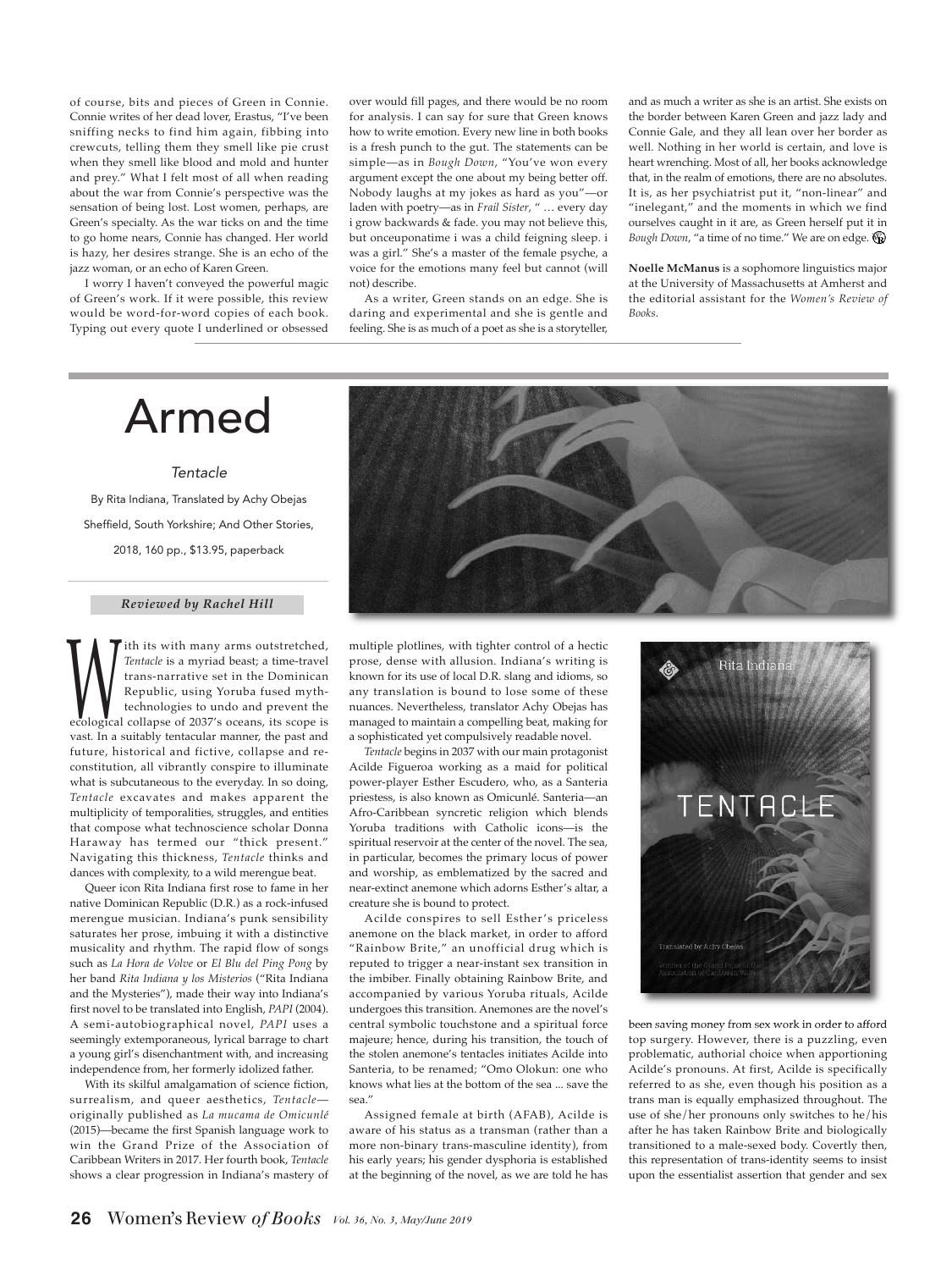of course, bits and pieces of Green in Connie. Connie writes of her dead lover, Erastus, "I've been sniffing necks to find him again, fibbing into crewcuts, telling them they smell like pie crust when they smell like blood and mold and hunter and prey." What I felt most of all when reading about the war from Connie's perspective was the sensation of being lost. Lost women, perhaps, are Green's specialty. As the war ticks on and the time to go home nears, Connie has changed. Her world is hazy, her desires strange. She is an echo of the jazz woman, or an echo of Karen Green.

I worry I haven't conveyed the powerful magic of Green's work. If it were possible, this review would be word-for-word copies of each book. Typing out every quote I underlined or obsessed over would fill pages, and there would be no room for analysis. I can say for sure that Green knows how to write emotion. Every new line in both books is a fresh punch to the gut. The statements can be simple—as in *Bough Down*, "You've won every argument except the one about my being better off. Nobody laughs at my jokes as hard as you"—or laden with poetry—as in *Frail Sister*, " … every day i grow backwards & fade. you may not believe this, but onceuponatime i was a child feigning sleep. i was a girl." She's a master of the female psyche, a voice for the emotions many feel but cannot (will not) describe.

As a writer, Green stands on an edge. She is daring and experimental and she is gentle and feeling. She is as much of a poet as she is a storyteller, and as much a writer as she is an artist. She exists on the border between Karen Green and jazz lady and Connie Gale, and they all lean over her border as well. Nothing in her world is certain, and love is heart wrenching. Most of all, her books acknowledge that, in the realm of emotions, there are no absolutes. It is, as her psychiatrist put it, "non-linear" and "inelegant," and the moments in which we find ourselves caught in it are, as Green herself put it in *Bough Down*, "a time of no time." We are on edge.

**Noelle McManus** is a sophomore linguistics major at the University of Massachusetts at Amherst and the editorial assistant for the *Women's Review of Books*.

# Armed

*Tentacle*

By Rita Indiana, Translated by Achy Obejas

Sheffield, South Yorkshire; And Other Stories, 2018, 160 pp., $13.95, paperback

***Reviewed by Rachel Hill***

With its with many arms outstretched, *Tentacle* is a myriad beast; a time-travel trans-narrative set in the Dominican Republic, using Yoruba fused myth-technologies to undo and prevent the ecological collapse of 2037's oceans, its scope is vast. In a suitably tentacular manner, the past and future, historical and fictive, collapse and re-constitution, all vibrantly conspire to illuminate what is subcutaneous to the everyday. In so doing, *Tentacle* excavates and makes apparent the multiplicity of temporalities, struggles, and entities that compose what technoscience scholar Donna Haraway has termed our "thick present." Navigating this thickness, *Tentacle* thinks and dances with complexity, to a wild merengue beat.

Queer icon Rita Indiana first rose to fame in her native Dominican Republic (D.R.) as a rock-infused merengue musician. Indiana's punk sensibility saturates her prose, imbuing it with a distinctive musicality and rhythm. The rapid flow of songs such as *La Hora de Volve* or *El Blu del Ping Pong* by her band *Rita Indiana y los Misterios* ("Rita Indiana and the Mysteries"), made their way into Indiana's first novel to be translated into English, *PAPI* (2004). A semi-autobiographical novel, *PAPI* uses a seemingly extemporaneous, lyrical barrage to chart a young girl's disenchantment with, and increasing independence from, her formerly idolized father.

With its skilful amalgamation of science fiction, surrealism, and queer aesthetics, *Tentacle*—originally published as *La mucama de Omicunlé* (2015)—became the first Spanish language work to win the Grand Prize of the Association of Caribbean Writers in 2017. Her fourth book, *Tentacle* shows a clear progression in Indiana's mastery of multiple plotlines, with tighter control of a hectic prose, dense with allusion. Indiana's writing is known for its use of local D.R. slang and idioms, so any translation is bound to lose some of these nuances. Nevertheless, translator Achy Obejas has managed to maintain a compelling beat, making for a sophisticated yet compulsively readable novel.

*Tentacle* begins in 2037 with our main protagonist Acilde Figueroa working as a maid for political power-player Esther Escudero, who, as a Santeria priestess, is also known as Omicunlé. Santeria—an Afro-Caribbean syncretic religion which blends Yoruba traditions with Catholic icons—is the spiritual reservoir at the center of the novel. The sea, in particular, becomes the primary locus of power and worship, as emblematized by the sacred and near-extinct anemone which adorns Esther's altar, a creature she is bound to protect.

Acilde conspires to sell Esther's priceless anemone on the black market, in order to afford "Rainbow Brite," an unofficial drug which is reputed to trigger a near-instant sex transition in the imbiber. Finally obtaining Rainbow Brite, and accompanied by various Yoruba rituals, Acilde undergoes this transition. Anemones are the novel's central symbolic touchstone and a spiritual force majeure; hence, during his transition, the touch of the stolen anemone's tentacles initiates Acilde into Santeria, to be renamed; "Omo Olokun: one who knows what lies at the bottom of the sea ... save the sea."

Assigned female at birth (AFAB), Acilde is aware of his status as a transman (rather than a more non-binary trans-masculine identity), from his early years; his gender dysphoria is established at the beginning of the novel, as we are told he has been saving money from sex work in order to afford top surgery. However, there is a puzzling, even problematic, authorial choice when apportioning Acilde's pronouns. At first, Acilde is specifically referred to as she, even though his position as a trans man is equally emphasized throughout. The use of she/her pronouns only switches to he/his after he has taken Rainbow Brite and biologically transitioned to a male-sexed body. Covertly then, this representation of trans-identity seems to insist upon the essentialist assertion that gender and sex